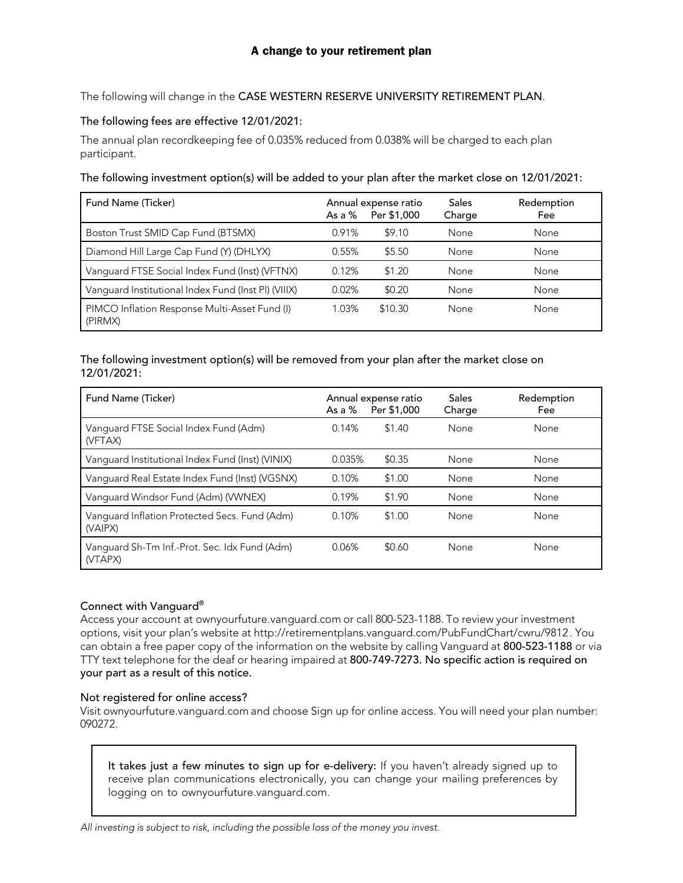# A change to your retirement plan

The following will change in the CASE WESTERN RESERVE UNIVERSITY RETIREMENT PLAN.

The following fees are effective 12/01/2021:

The annual plan recordkeeping fee of 0.035% reduced from 0.038% will be charged to each plan participant.

The following investment option(s) will be added to your plan after the market close on 12/01/2021:

| Fund Name (Ticker) | Annual expense ratio As a % | Per $1,000 | Sales Charge | Redemption Fee |
|---|---|---|---|---|
| Boston Trust SMID Cap Fund (BTSMX) | 0.91% | $9.10 | None | None |
| Diamond Hill Large Cap Fund (Y) (DHLYX) | 0.55% | $5.50 | None | None |
| Vanguard FTSE Social Index Fund (Inst) (VFTNX) | 0.12% | $1.20 | None | None |
| Vanguard Institutional Index Fund (Inst Pl) (VIIIX) | 0.02% | $0.20 | None | None |
| PIMCO Inflation Response Multi-Asset Fund (I) (PIRMX) | 1.03% | $10.30 | None | None |

The following investment option(s) will be removed from your plan after the market close on 12/01/2021:

| Fund Name (Ticker) | Annual expense ratio As a % | Per $1,000 | Sales Charge | Redemption Fee |
|---|---|---|---|---|
| Vanguard FTSE Social Index Fund (Adm) (VFTAX) | 0.14% | $1.40 | None | None |
| Vanguard Institutional Index Fund (Inst) (VINIX) | 0.035% | $0.35 | None | None |
| Vanguard Real Estate Index Fund (Inst) (VGSNX) | 0.10% | $1.00 | None | None |
| Vanguard Windsor Fund (Adm) (VWNEX) | 0.19% | $1.90 | None | None |
| Vanguard Inflation Protected Secs. Fund (Adm) (VAIPX) | 0.10% | $1.00 | None | None |
| Vanguard Sh-Tm Inf.-Prot. Sec. Idx Fund (Adm) (VTAPX) | 0.06% | $0.60 | None | None |

Connect with Vanguard®

Access your account at ownyourfuture.vanguard.com or call 800-523-1188. To review your investment options, visit your plan's website at http://retirementplans.vanguard.com/PubFundChart/cwru/9812. You can obtain a free paper copy of the information on the website by calling Vanguard at **800-523-1188** or via TTY text telephone for the deaf or hearing impaired at **800-749-7273. No specific action is required on your part as a result of this notice.**

Not registered for online access?

Visit ownyourfuture.vanguard.com and choose Sign up for online access. You will need your plan number: 090272.

It takes just a few minutes to sign up for e-delivery: If you haven't already signed up to receive plan communications electronically, you can change your mailing preferences by logging on to ownyourfuture.vanguard.com.

*All investing is subject to risk, including the possible loss of the money you invest.*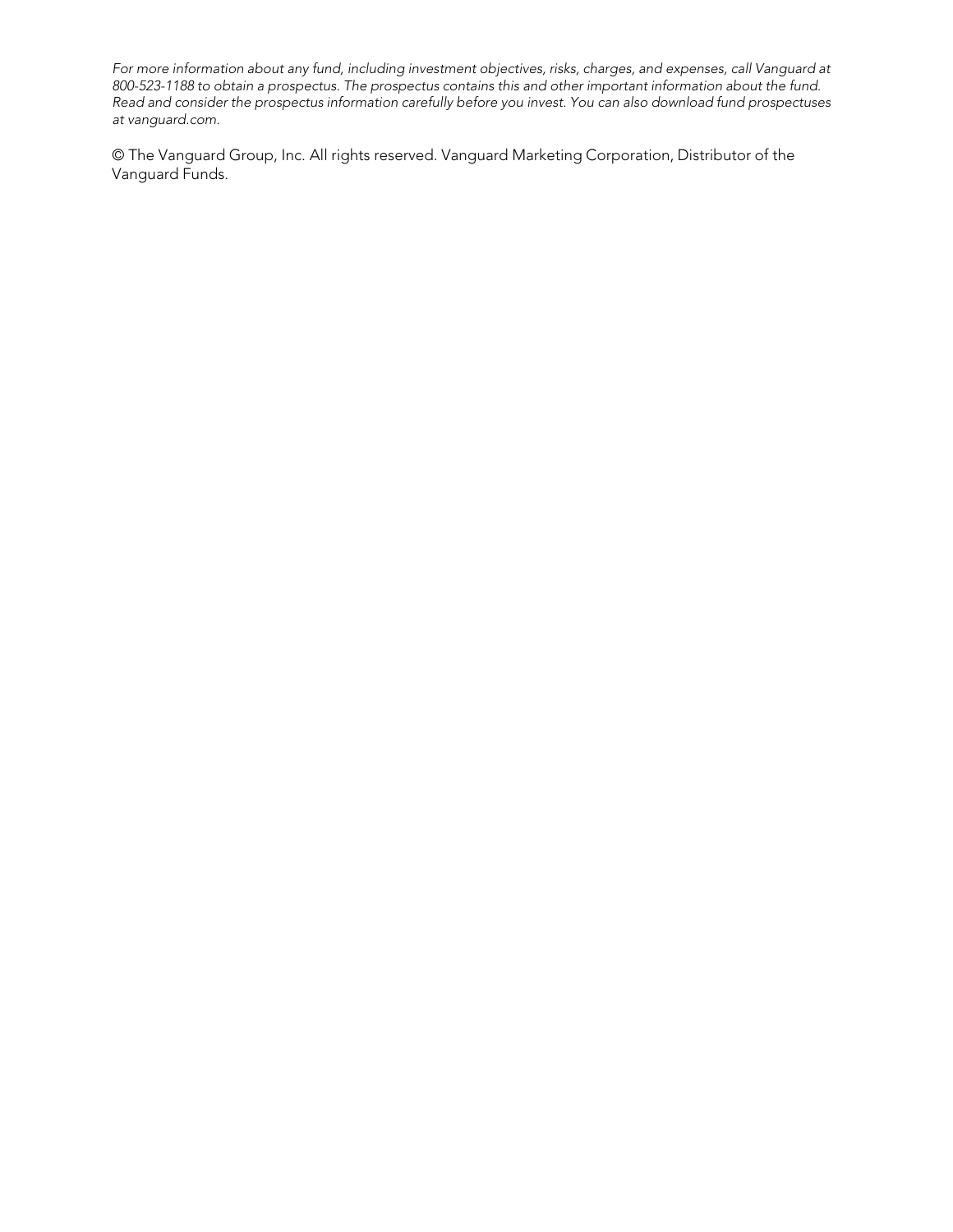*For more information about any fund, including investment objectives, risks, charges, and expenses, call Vanguard at 800-523-1188 to obtain a prospectus. The prospectus contains this and other important information about the fund. Read and consider the prospectus information carefully before you invest. You can also download fund prospectuses at vanguard.com.*

© The Vanguard Group, Inc. All rights reserved. Vanguard Marketing Corporation, Distributor of the Vanguard Funds.